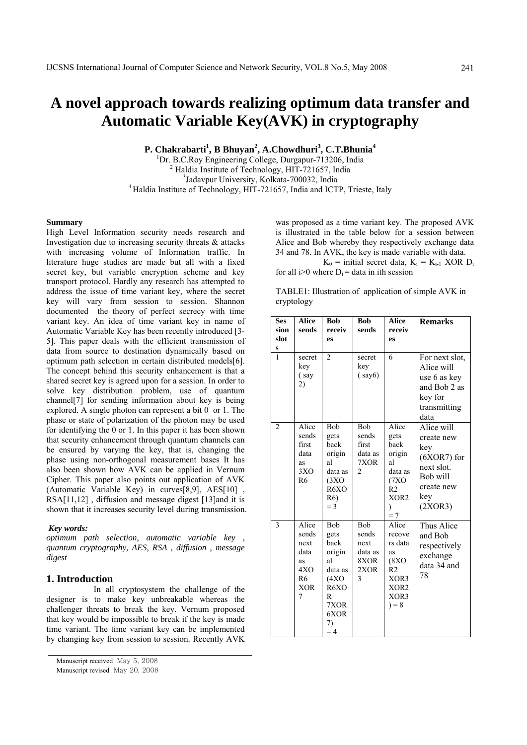# A novel approach towards realizing optimum data transfer and Automatic Variable Key(AVK) in cryptography

**P. Chakrabarti[1], B Bhuyan[2], A.Chowdhuri[3], C.T.Bhunia[4]**

[1]Dr. B.C.Roy Engineering College, Durgapur-713206, India
[2] Haldia Institute of Technology, HIT-721657, India
[3]Jadavpur University, Kolkata-700032, India
[4] Haldia Institute of Technology, HIT-721657, India and ICTP, Trieste, Italy

**Summary**

High Level Information security needs research and Investigation due to increasing security threats & attacks with increasing volume of Information traffic. In literature huge studies are made but all with a fixed secret key, but variable encryption scheme and key transport protocol. Hardly any research has attempted to address the issue of time variant key, where the secret key will vary from session to session. Shannon documented the theory of perfect secrecy with time variant key. An idea of time variant key in name of Automatic Variable Key has been recently introduced [3-5]. This paper deals with the efficient transmission of data from source to destination dynamically based on optimum path selection in certain distributed models[6]. The concept behind this security enhancement is that a shared secret key is agreed upon for a session. In order to solve key distribution problem, use of quantum channel[7] for sending information about key is being explored. A single photon can represent a bit 0 or 1. The phase or state of polarization of the photon may be used for identifying the 0 or 1. In this paper it has been shown that security enhancement through quantum channels can be ensured by varying the key, that is, changing the phase using non-orthogonal measurement bases It has also been shown how AVK can be applied in Vernum Cipher. This paper also points out application of AVK (Automatic Variable Key) in curves[8,9], AES[10] , RSA[11,12] , diffusion and message digest [13]and it is shown that it increases security level during transmission.

***Key words:***

*optimum path selection, automatic variable key , quantum cryptography, AES, RSA , diffusion , message digest*

## 1. Introduction

In all cryptosystem the challenge of the designer is to make key unbreakable whereas the challenger threats to break the key. Vernum proposed that key would be impossible to break if the key is made time variant. The time variant key can be implemented by changing key from session to session. Recently AVK was proposed as a time variant key. The proposed AVK is illustrated in the table below for a session between Alice and Bob whereby they respectively exchange data 34 and 78. In AVK, the key is made variable with data.

$K_0$ = initial secret data, $K_i = K_{i-1}$ XOR $D_i$ for all i>0 where $D_i$ = data in ith session

TABLE1: Illustration of application of simple AVK in cryptology

| Session slots | Alice sends | Bob receives | Bob sends | Alice receives | Remarks |
|---|---|---|---|---|---|
| 1 | secret key ( say 2) | 2 | secret key ( say6) | 6 | For next slot, Alice will use 6 as key and Bob 2 as key for transmitting data |
| 2 | Alice sends first data as 3XOR6 | Bob gets back original data as (3XOR6XOR6) = 3 | Bob sends first data as 7XOR 2 | Alice gets back original data as (7XOR2 XOR2) = 7 | Alice will create new key (6XOR7) for next slot. Bob will create new key (2XOR3) |
| 3 | Alice sends next data as 4XOR6 XOR 7 | Bob gets back original data as (4XOR6XOR 7XOR 6XOR 7) = 4 | Bob sends next data as 8XOR 2XOR 3 | Alice recovers data as (8XOR2 XOR3 XOR2 XOR3 ) = 8 | Thus Alice and Bob respectively exchange data 34 and 78 |

Manuscript received May 5, 2008
Manuscript revised May 20, 2008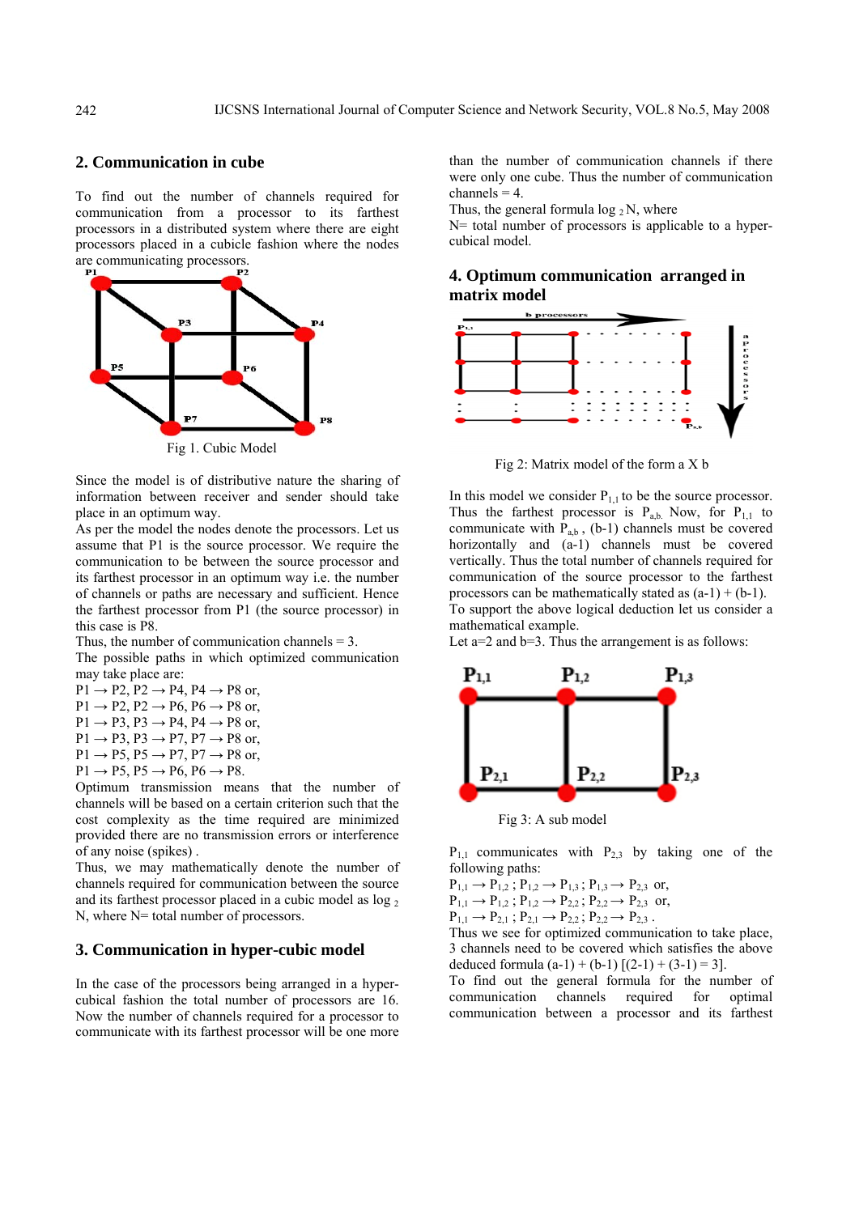## 2. Communication in cube

To find out the number of channels required for communication from a processor to its farthest processors in a distributed system where there are eight processors placed in a cubicle fashion where the nodes are communicating processors.

Fig 1. Cubic Model

Since the model is of distributive nature the sharing of information between receiver and sender should take place in an optimum way.

As per the model the nodes denote the processors. Let us assume that P1 is the source processor. We require the communication to be between the source processor and its farthest processor in an optimum way i.e. the number of channels or paths are necessary and sufficient. Hence the farthest processor from P1 (the source processor) in this case is P8.

Thus, the number of communication channels = 3.

The possible paths in which optimized communication may take place are:

P1 → P2, P2 → P4, P4 → P8 or,
P1 → P2, P2 → P6, P6 → P8 or,
P1 → P3, P3 → P4, P4 → P8 or,
P1 → P3, P3 → P7, P7 → P8 or,
P1 → P5, P5 → P7, P7 → P8 or,
P1 → P5, P5 → P6, P6 → P8.

Optimum transmission means that the number of channels will be based on a certain criterion such that the cost complexity as the time required are minimized provided there are no transmission errors or interference of any noise (spikes) .

Thus, we may mathematically denote the number of channels required for communication between the source and its farthest processor placed in a cubic model as $\log_2 N$, where N= total number of processors.

## 3. Communication in hyper-cubic model

In the case of the processors being arranged in a hyper-cubical fashion the total number of processors are 16. Now the number of channels required for a processor to communicate with its farthest processor will be one more than the number of communication channels if there were only one cube. Thus the number of communication channels = 4.

Thus, the general formula $\log_2 N$, where

N= total number of processors is applicable to a hyper-cubical model.

## 4. Optimum communication arranged in matrix model

Fig 2: Matrix model of the form a X b

In this model we consider $P_{1,1}$ to be the source processor. Thus the farthest processor is $P_{a,b}$. Now, for $P_{1,1}$ to communicate with $P_{a,b}$ , (b-1) channels must be covered horizontally and (a-1) channels must be covered vertically. Thus the total number of channels required for communication of the source processor to the farthest processors can be mathematically stated as (a-1) + (b-1).

To support the above logical deduction let us consider a mathematical example.

Let a=2 and b=3. Thus the arrangement is as follows:

Fig 3: A sub model

$P_{1,1}$ communicates with $P_{2,3}$ by taking one of the following paths:

$P_{1,1} \rightarrow P_{1,2}$ ; $P_{1,2} \rightarrow P_{1,3}$ ; $P_{1,3} \rightarrow P_{2,3}$ or,
$P_{1,1} \rightarrow P_{1,2}$ ; $P_{1,2} \rightarrow P_{2,2}$ ; $P_{2,2} \rightarrow P_{2,3}$ or,
$P_{1,1} \rightarrow P_{2,1}$ ; $P_{2,1} \rightarrow P_{2,2}$ ; $P_{2,2} \rightarrow P_{2,3}$ .

Thus we see for optimized communication to take place, 3 channels need to be covered which satisfies the above deduced formula (a-1) + (b-1) [(2-1) + (3-1) = 3].

To find out the general formula for the number of communication channels required for optimal communication between a processor and its farthest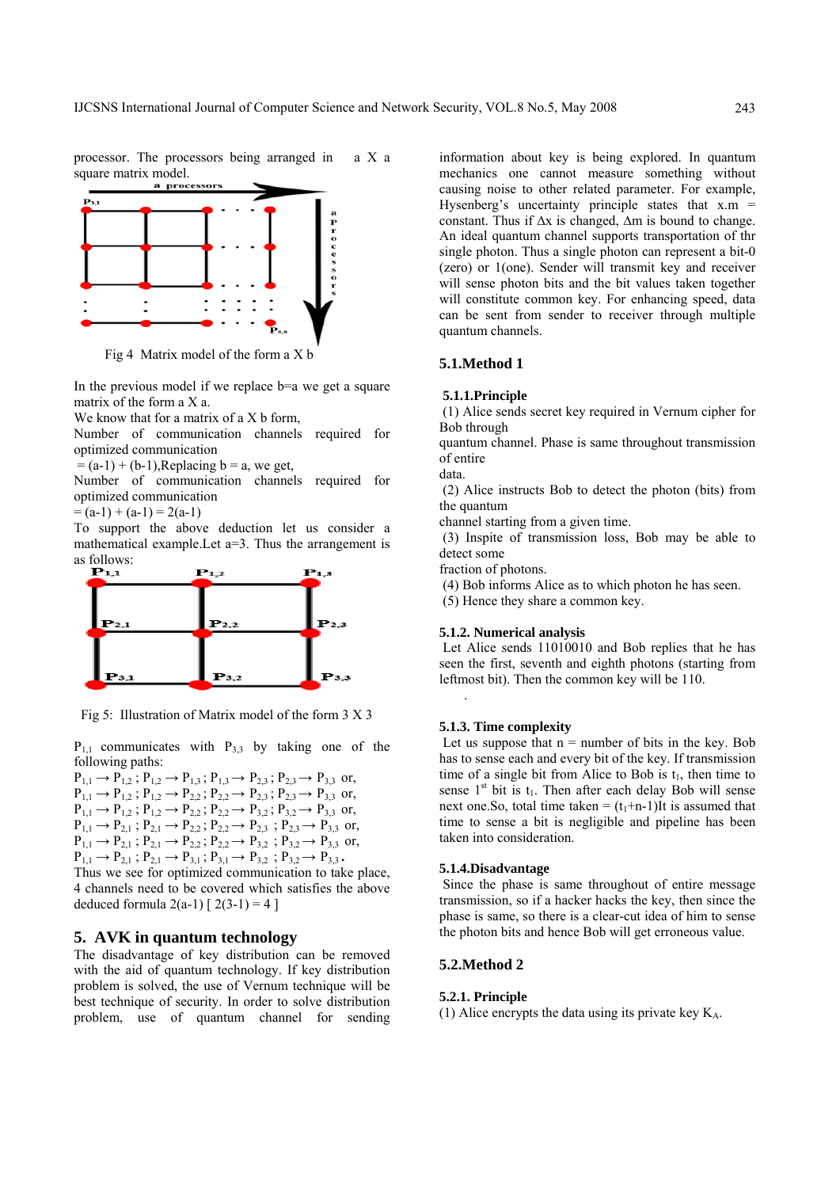processor. The processors being arranged in a X a square matrix model.

Fig 4 Matrix model of the form a X b

In the previous model if we replace b=a we get a square matrix of the form a X a.

We know that for a matrix of a X b form,

Number of communication channels required for optimized communication

= (a-1) + (b-1),Replacing b = a, we get,

Number of communication channels required for optimized communication

= (a-1) + (a-1) = 2(a-1)

To support the above deduction let us consider a mathematical example.Let a=3. Thus the arrangement is as follows:

Fig 5: Illustration of Matrix model of the form 3 X 3

$P_{1,1}$ communicates with $P_{3,3}$ by taking one of the following paths:

$P_{1,1} \rightarrow P_{1,2}$ ; $P_{1,2} \rightarrow P_{1,3}$ ; $P_{1,3} \rightarrow P_{2,3}$ ; $P_{2,3} \rightarrow P_{3,3}$ or,
$P_{1,1} \rightarrow P_{1,2}$ ; $P_{1,2} \rightarrow P_{2,2}$ ; $P_{2,2} \rightarrow P_{2,3}$ ; $P_{2,3} \rightarrow P_{3,3}$ or,
$P_{1,1} \rightarrow P_{1,2}$ ; $P_{1,2} \rightarrow P_{2,2}$ ; $P_{2,2} \rightarrow P_{3,2}$ ; $P_{3,2} \rightarrow P_{3,3}$ or,
$P_{1,1} \rightarrow P_{2,1}$ ; $P_{2,1} \rightarrow P_{2,2}$ ; $P_{2,2} \rightarrow P_{2,3}$ ; $P_{2,3} \rightarrow P_{3,3}$ or,
$P_{1,1} \rightarrow P_{2,1}$ ; $P_{2,1} \rightarrow P_{2,2}$ ; $P_{2,2} \rightarrow P_{3,2}$ ; $P_{3,2} \rightarrow P_{3,3}$ or,
$P_{1,1} \rightarrow P_{2,1}$ ; $P_{2,1} \rightarrow P_{3,1}$ ; $P_{3,1} \rightarrow P_{3,2}$ ; $P_{3,2} \rightarrow P_{3,3}$.

Thus we see for optimized communication to take place, 4 channels need to be covered which satisfies the above deduced formula 2(a-1) [ 2(3-1) = 4 ]

## 5. AVK in quantum technology

The disadvantage of key distribution can be removed with the aid of quantum technology. If key distribution problem is solved, the use of Vernum technique will be best technique of security. In order to solve distribution problem, use of quantum channel for sending information about key is being explored. In quantum mechanics one cannot measure something without causing noise to other related parameter. For example, Hysenberg's uncertainty principle states that x.m = constant. Thus if Δx is changed, Δm is bound to change. An ideal quantum channel supports transportation of thr single photon. Thus a single photon can represent a bit-0 (zero) or 1(one). Sender will transmit key and receiver will sense photon bits and the bit values taken together will constitute common key. For enhancing speed, data can be sent from sender to receiver through multiple quantum channels.

### 5.1.Method 1

#### 5.1.1.Principle

(1) Alice sends secret key required in Vernum cipher for Bob through
quantum channel. Phase is same throughout transmission of entire
data.
(2) Alice instructs Bob to detect the photon (bits) from the quantum
channel starting from a given time.
(3) Inspite of transmission loss, Bob may be able to detect some
fraction of photons.
(4) Bob informs Alice as to which photon he has seen.
(5) Hence they share a common key.

#### 5.1.2. Numerical analysis

Let Alice sends 11010010 and Bob replies that he has seen the first, seventh and eighth photons (starting from leftmost bit). Then the common key will be 110.

#### 5.1.3. Time complexity

Let us suppose that n = number of bits in the key. Bob has to sense each and every bit of the key. If transmission time of a single bit from Alice to Bob is $t_1$, then time to sense 1[st] bit is $t_1$. Then after each delay Bob will sense next one.So, total time taken = ($t_1$+n-1)It is assumed that time to sense a bit is negligible and pipeline has been taken into consideration.

#### 5.1.4.Disadvantage

Since the phase is same throughout of entire message transmission, so if a hacker hacks the key, then since the phase is same, so there is a clear-cut idea of him to sense the photon bits and hence Bob will get erroneous value.

### 5.2.Method 2

#### 5.2.1. Principle

(1) Alice encrypts the data using its private key $K_A$.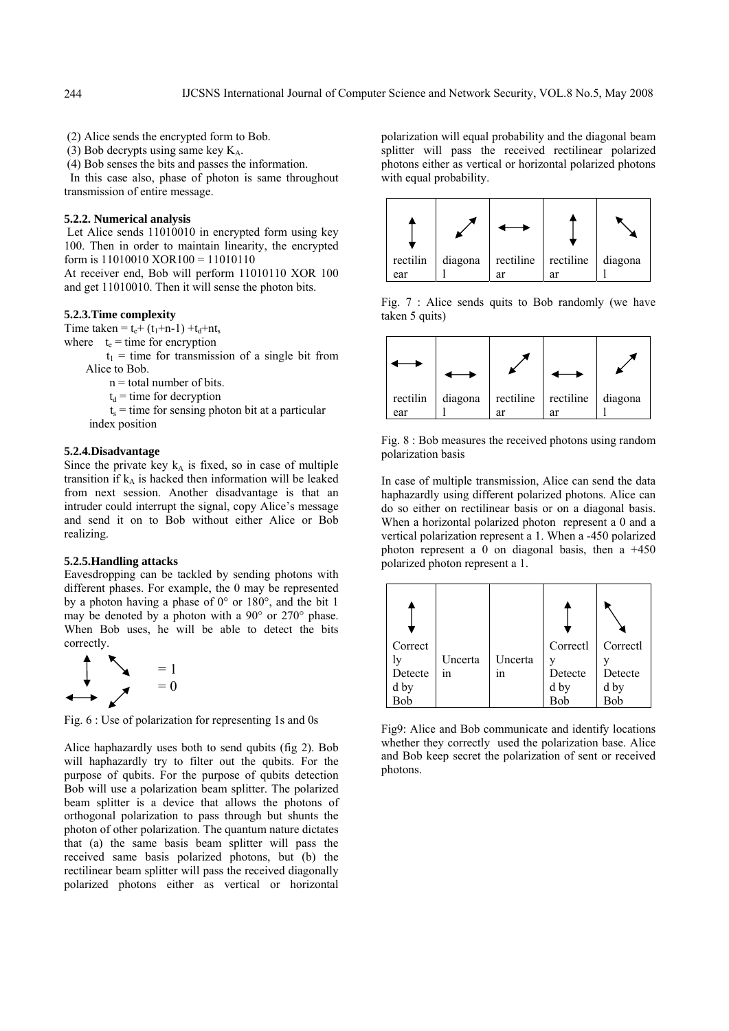(2) Alice sends the encrypted form to Bob.

(3) Bob decrypts using same key $K_A$.

(4) Bob senses the bits and passes the information.

In this case also, phase of photon is same throughout transmission of entire message.

### 5.2.2. Numerical analysis

Let Alice sends 11010010 in encrypted form using key 100. Then in order to maintain linearity, the encrypted form is 11010010 XOR100 = 11010110

At receiver end, Bob will perform 11010110 XOR 100 and get 11010010. Then it will sense the photon bits.

### 5.2.3. Time complexity

Time taken = $t_e + (t_1+n-1) + t_d + nt_s$

where $t_e$ = time for encryption

$t_1$ = time for transmission of a single bit from Alice to Bob.

n = total number of bits.

$t_d$ = time for decryption

$t_s$ = time for sensing photon bit at a particular index position

### 5.2.4. Disadvantage

Since the private key $k_A$ is fixed, so in case of multiple transition if $k_A$ is hacked then information will be leaked from next session. Another disadvantage is that an intruder could interrupt the signal, copy Alice's message and send it on to Bob without either Alice or Bob realizing.

### 5.2.5. Handling attacks

Eavesdropping can be tackled by sending photons with different phases. For example, the 0 may be represented by a photon having a phase of 0° or 180°, and the bit 1 may be denoted by a photon with a 90° or 270° phase. When Bob uses, he will be able to detect the bits correctly.

↕ ↖↘ = 1

↔ ↙↗ = 0

Fig. 6 : Use of polarization for representing 1s and 0s

Alice haphazardly uses both to send qubits (fig 2). Bob will haphazardly try to filter out the qubits. For the purpose of qubits. For the purpose of qubits detection Bob will use a polarization beam splitter. The polarized beam splitter is a device that allows the photons of orthogonal polarization to pass through but shunts the photon of other polarization. The quantum nature dictates that (a) the same basis beam splitter will pass the received same basis polarized photons, but (b) the rectilinear beam splitter will pass the received diagonally polarized photons either as vertical or horizontal polarization will equal probability and the diagonal beam splitter will pass the received rectilinear polarized photons either as vertical or horizontal polarized photons with equal probability.

| ↕ | ↗ | ↔ | ↕ | ↘ |
|---|---|---|---|---|
| rectilinear | diagonal | rectiline ar | rectiline ar | diagonal |

Fig. 7 : Alice sends quits to Bob randomly (we have taken 5 quits)

| ↔ | ↔ | ↗ | ↔ | ↗ |
|---|---|---|---|---|
| rectilinear | diagonal | rectiline ar | rectiline ar | diagonal |

Fig. 8 : Bob measures the received photons using random polarization basis

In case of multiple transmission, Alice can send the data haphazardly using different polarized photons. Alice can do so either on rectilinear basis or on a diagonal basis. When a horizontal polarized photon represent a 0 and a vertical polarization represent a 1. When a -450 polarized photon represent a 0 on diagonal basis, then a +450 polarized photon represent a 1.

| ↕ | | | ↕ | ↘ |
|---|---|---|---|---|
| Correctly Detected by Bob | Uncertain | Uncertain | Correctly Detected by Bob | Correctly Detected by Bob |

Fig9: Alice and Bob communicate and identify locations whether they correctly used the polarization base. Alice and Bob keep secret the polarization of sent or received photons.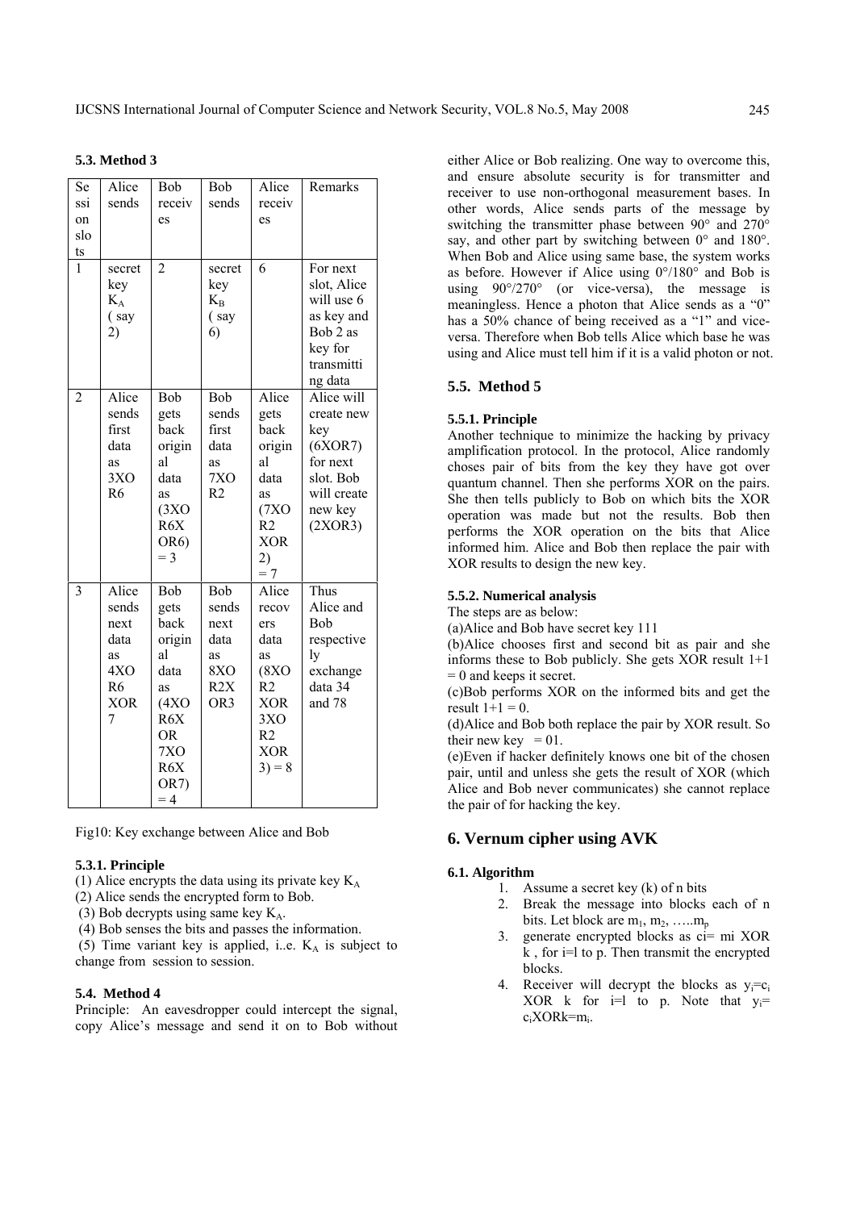### 5.3. Method 3

| Session slots | Alice sends | Bob receives | Bob sends | Alice receives | Remarks |
|---|---|---|---|---|---|
| 1 | secret key $K_A$ ( say 2) | 2 | secret key $K_B$ ( say 6) | 6 | For next slot, Alice will use 6 as key and Bob 2 as key for transmitting data |
| 2 | Alice sends first data as 3XOR6 | Bob gets back original data as (3XOR6XOR6) = 3 | Bob sends first data as 7XOR2 | Alice gets back original data as (7XOR2 XOR 2) = 7 | Alice will create new key (6XOR7) for next slot. Bob will create new key (2XOR3) |
| 3 | Alice sends next data as 4XOR6 XOR 7 | Bob gets back original data as (4XOR6XOR 7XOR6XOR7) = 4 | Bob sends next data as 8XOR2XOR3 | Alice recovers data as (8XOR2 XOR 3XOR2 XOR 3) = 8 | Thus Alice and Bob respectively exchange data 34 and 78 |

Fig10: Key exchange between Alice and Bob

#### 5.3.1. Principle

(1) Alice encrypts the data using its private key $K_A$

(2) Alice sends the encrypted form to Bob.

(3) Bob decrypts using same key $K_A$.

(4) Bob senses the bits and passes the information.

(5) Time variant key is applied, i..e. $K_A$ is subject to change from session to session.

### 5.4. Method 4

Principle: An eavesdropper could intercept the signal, copy Alice's message and send it on to Bob without either Alice or Bob realizing. One way to overcome this, and ensure absolute security is for transmitter and receiver to use non-orthogonal measurement bases. In other words, Alice sends parts of the message by switching the transmitter phase between 90° and 270° say, and other part by switching between 0° and 180°. When Bob and Alice using same base, the system works as before. However if Alice using 0°/180° and Bob is using 90°/270° (or vice-versa), the message is meaningless. Hence a photon that Alice sends as a "0" has a 50% chance of being received as a "1" and vice-versa. Therefore when Bob tells Alice which base he was using and Alice must tell him if it is a valid photon or not.

### 5.5. Method 5

#### 5.5.1. Principle

Another technique to minimize the hacking by privacy amplification protocol. In the protocol, Alice randomly choses pair of bits from the key they have got over quantum channel. Then she performs XOR on the pairs. She then tells publicly to Bob on which bits the XOR operation was made but not the results. Bob then performs the XOR operation on the bits that Alice informed him. Alice and Bob then replace the pair with XOR results to design the new key.

#### 5.5.2. Numerical analysis

The steps are as below:

(a)Alice and Bob have secret key 111

(b)Alice chooses first and second bit as pair and she informs these to Bob publicly. She gets XOR result 1+1 = 0 and keeps it secret.

(c)Bob performs XOR on the informed bits and get the result 1+1 = 0.

(d)Alice and Bob both replace the pair by XOR result. So their new key = 01.

(e)Even if hacker definitely knows one bit of the chosen pair, until and unless she gets the result of XOR (which Alice and Bob never communicates) she cannot replace the pair of for hacking the key.

## 6. Vernum cipher using AVK

### 6.1. Algorithm

1. Assume a secret key (k) of n bits
2. Break the message into blocks each of n bits. Let block are $m_1$, $m_2$, …..$m_p$
3. generate encrypted blocks as ci= mi XOR k , for i=l to p. Then transmit the encrypted blocks.
4. Receiver will decrypt the blocks as $y_i$=$c_i$ XOR k for i=l to p. Note that $y_i$= $c_i$XORk=$m_i$.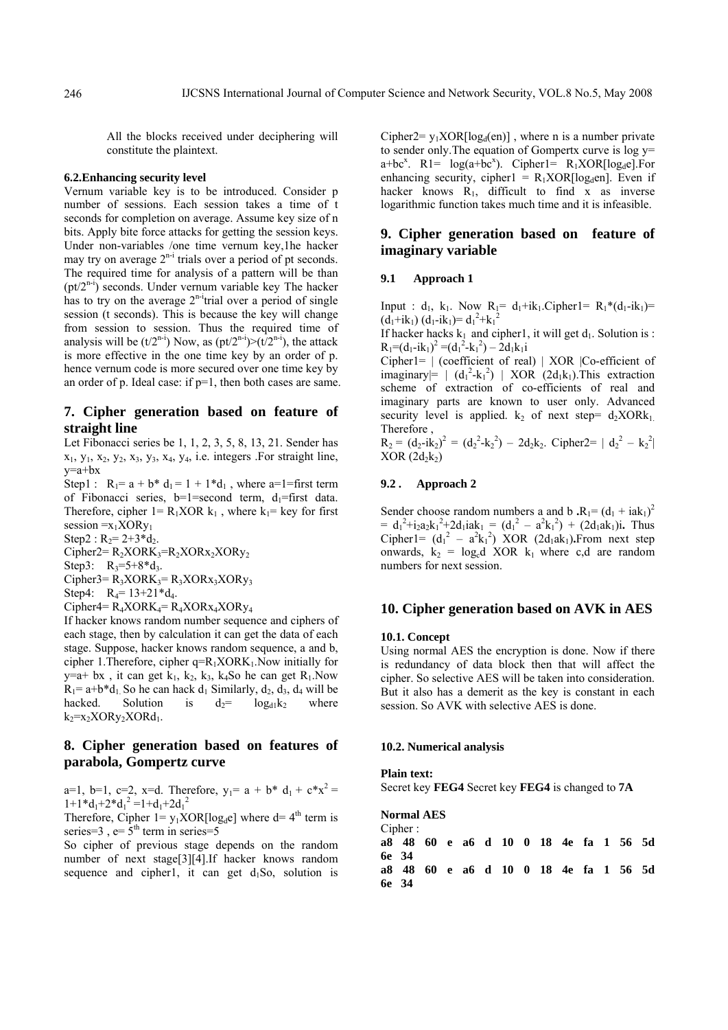All the blocks received under deciphering will constitute the plaintext.

### 6.2.Enhancing security level

Vernum variable key is to be introduced. Consider p number of sessions. Each session takes a time of t seconds for completion on average. Assume key size of n bits. Apply bite force attacks for getting the session keys. Under non-variables /one time vernum key,1he hacker may try on average $2^{n-i}$ trials over a period of pt seconds. The required time for analysis of a pattern will be than $(pt/2^{n-i})$ seconds. Under vernum variable key The hacker has to try on the average $2^{n-i}$trial over a period of single session (t seconds). This is because the key will change from session to session. Thus the required time of analysis will be $(t/2^{n-i})$ Now, as $(pt/2^{n-i})>(t/2^{n-i})$, the attack is more effective in the one time key by an order of p. hence vernum code is more secured over one time key by an order of p. Ideal case: if p=1, then both cases are same.

## 7. Cipher generation based on feature of straight line

Let Fibonacci series be 1, 1, 2, 3, 5, 8, 13, 21. Sender has $x_1$, $y_1$, $x_2$, $y_2$, $x_3$, $y_3$, $x_4$, $y_4$, i.e. integers .For straight line, y=a+bx

Step1 : $R_1= a + b* d_1 = 1 + 1*d_1$ , where a=1=first term of Fibonacci series, b=1=second term, $d_1$=first data. Therefore, cipher 1= $R_1$XOR $k_1$ , where $k_1$= key for first session =$x_1$XOR$y_1$

Step2 : $R_2= 2+3*d_2$.

Cipher2= $R_2$XOR$K_3$=$R_2$XOR$x_2$XOR$y_2$

Step3: $R_3=5+8*d_3$.

Cipher3= $R_3$XOR$K_3$= $R_3$XOR$x_3$XOR$y_3$

Step4: $R_4= 13+21*d_4$.

Cipher4= $R_4$XOR$K_4$= $R_4$XOR$x_4$XOR$y_4$

If hacker knows random number sequence and ciphers of each stage, then by calculation it can get the data of each stage. Suppose, hacker knows random sequence, a and b, cipher 1.Therefore, cipher q=$R_1$XOR$K_1$.Now initially for y=a+ bx , it can get $k_1$, $k_2$, $k_3$, $k_4$So he can get $R_1$.Now $R_1= a+b*d_1$. So he can hack $d_1$ Similarly, $d_2$, $d_3$, $d_4$ will be hacked. Solution is $d_2= \log_{d1}k_2$ where $k_2$=$x_2$XOR$y_2$XOR$d_1$.

## 8. Cipher generation based on features of parabola, Gompertz curve

a=1, b=1, c=2, x=d. Therefore, $y_1= a + b* d_1 + c*x^2 = 1+1*d_1+2*d_1^2 =1+d_1+2d_1^2$

Therefore, Cipher 1= $y_1$XOR[$\log_d e$] where d= $4^{th}$ term is series=3 , e= $5^{th}$ term in series=5

So cipher of previous stage depends on the random number of next stage[3][4].If hacker knows random sequence and cipher1, it can get $d_1$So, solution is Cipher2= $y_1$XOR[$\log_d$(en)] , where n is a number private to sender only.The equation of Gompertx curve is log y= $a+bc^x$. R1= $\log(a+bc^x)$. Cipher1= $R_1$XOR[$\log_d e$].For enhancing security, cipher1 = $R_1$XOR[$\log_d en$]. Even if hacker knows $R_1$, difficult to find x as inverse logarithmic function takes much time and it is infeasible.

## 9. Cipher generation based on feature of imaginary variable

### 9.1 Approach 1

Input : $d_1$, $k_1$. Now $R_1= d_1+ik_1$.Cipher1= $R_1*(d_1-ik_1)= (d_1+ik_1)(d_1-ik_1)= d_1^2+k_1^2$

If hacker hacks $k_1$ and cipher1, it will get $d_1$. Solution is : $R_1=(d_1-ik_1)^2 =(d_1^2-k_1^2) – 2d_1k_1i$

Cipher1= | (coefficient of real) | XOR |Co-efficient of imaginary|= | $(d_1^2-k_1^2)$ | XOR $(2d_1k_1)$.This extraction scheme of extraction of co-efficients of real and imaginary parts are known to user only. Advanced security level is applied. $k_2$ of next step= $d_2$XOR$k_1$. Therefore ,

$R_2 = (d_2-ik_2)^2 = (d_2^2-k_2^2) – 2d_2k_2$. Cipher2= | $d_2^2 – k_2^2$| XOR $(2d_2k_2)$

### 9.2 . Approach 2

Sender choose random numbers a and b .$R_1= (d_1 + iak_1)^2 = d_1^2+i_2a_2k_1^2+2d_1iak_1 = (d_1^2 – a^2k_1^2) + (2d_1ak_1)i$**.** Thus Cipher1= $(d_1^2 – a^2k_1^2)$ XOR $(2d_1ak_1)$**.**From next step onwards, $k_2 = \log_c d$ XOR $k_1$ where c,d are random numbers for next session.

## 10. Cipher generation based on AVK in AES

### 10.1. Concept

Using normal AES the encryption is done. Now if there is redundancy of data block then that will affect the cipher. So selective AES will be taken into consideration. But it also has a demerit as the key is constant in each session. So AVK with selective AES is done.

### 10.2. Numerical analysis

**Plain text:**

Secret key **FEG4** Secret key **FEG4** is changed to **7A**

**Normal AES**

Cipher :

**a8 48 60 e a6 d 10 0 18 4e fa 1 56 5d 6e 34**

**a8 48 60 e a6 d 10 0 18 4e fa 1 56 5d 6e 34**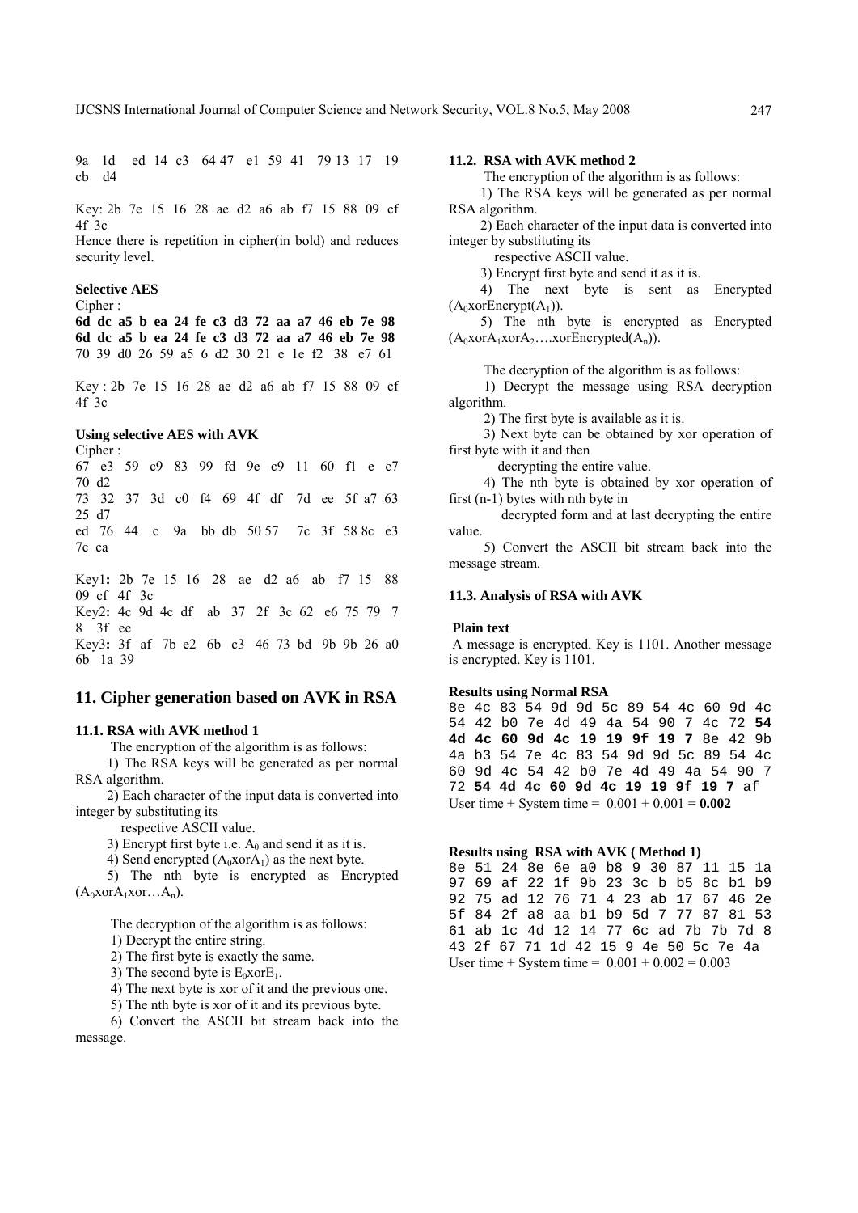9a 1d ed 14 c3 64 47 e1 59 41 79 13 17 19 cb d4

Key: 2b 7e 15 16 28 ae d2 a6 ab f7 15 88 09 cf 4f 3c

Hence there is repetition in cipher(in bold) and reduces security level.

**Selective AES**

Cipher :

**6d dc a5 b ea 24 fe c3 d3 72 aa a7 46 eb 7e 98**
**6d dc a5 b ea 24 fe c3 d3 72 aa a7 46 eb 7e 98**
70 39 d0 26 59 a5 6 d2 30 21 e 1e f2 38 e7 61

Key : 2b 7e 15 16 28 ae d2 a6 ab f7 15 88 09 cf 4f 3c

**Using selective AES with AVK**

Cipher :

67 e3 59 c9 83 99 fd 9e c9 11 60 f1 e c7 70 d2
73 32 37 3d c0 f4 69 4f df 7d ee 5f a7 63 25 d7
ed 76 44 c 9a bb db 50 57 7c 3f 58 8c e3 7c ca

Key1**:** 2b 7e 15 16 28 ae d2 a6 ab f7 15 88 09 cf 4f 3c
Key2**:** 4c 9d 4c df ab 37 2f 3c 62 e6 75 79 7 8 3f ee
Key3**:** 3f af 7b e2 6b c3 46 73 bd 9b 9b 26 a0 6b 1a 39

## 11. Cipher generation based on AVK in RSA

### 11.1. RSA with AVK method 1

The encryption of the algorithm is as follows:

1) The RSA keys will be generated as per normal RSA algorithm.

2) Each character of the input data is converted into integer by substituting its respective ASCII value.

3) Encrypt first byte i.e. $A_0$ and send it as it is.

4) Send encrypted ($A_0$xor$A_1$) as the next byte.

5) The nth byte is encrypted as Encrypted ($A_0$xor$A_1$xor…$A_n$).

The decryption of the algorithm is as follows:

1) Decrypt the entire string.

2) The first byte is exactly the same.

3) The second byte is $E_0$xor$E_1$.

4) The next byte is xor of it and the previous one.

5) The nth byte is xor of it and its previous byte.

6) Convert the ASCII bit stream back into the message.

### 11.2. RSA with AVK method 2

The encryption of the algorithm is as follows:

1) The RSA keys will be generated as per normal RSA algorithm.

2) Each character of the input data is converted into integer by substituting its respective ASCII value.

3) Encrypt first byte and send it as it is.

4) The next byte is sent as Encrypted ($A_0$xorEncrypt($A_1$)).

5) The nth byte is encrypted as Encrypted ($A_0$xor$A_1$xor$A_2$….xorEncrypted($A_n$)).

The decryption of the algorithm is as follows:

1) Decrypt the message using RSA decryption algorithm.

2) The first byte is available as it is.

3) Next byte can be obtained by xor operation of first byte with it and then decrypting the entire value.

4) The nth byte is obtained by xor operation of first (n-1) bytes with nth byte in decrypted form and at last decrypting the entire value.

5) Convert the ASCII bit stream back into the message stream.

### 11.3. Analysis of RSA with AVK

**Plain text**

A message is encrypted. Key is 1101. Another message is encrypted. Key is 1101.

**Results using Normal RSA**

8e 4c 83 54 9d 9d 5c 89 54 4c 60 9d 4c 54 42 b0 7e 4d 49 4a 54 90 7 4c 72 **54 4d 4c 60 9d 4c 19 19 9f 19 7** 8e 42 9b 4a b3 54 7e 4c 83 54 9d 9d 5c 89 54 4c 60 9d 4c 54 42 b0 7e 4d 49 4a 54 90 7 72 **54 4d 4c 60 9d 4c 19 19 9f 19 7** af

User time + System time = 0.001 + 0.001 = **0.002**

**Results using RSA with AVK ( Method 1)**

8e 51 24 8e 6e a0 b8 9 30 87 11 15 1a 97 69 af 22 1f 9b 23 3c b b5 8c b1 b9 92 75 ad 12 76 71 4 23 ab 17 67 46 2e 5f 84 2f a8 aa b1 b9 5d 7 77 87 81 53 61 ab 1c 4d 12 14 77 6c ad 7b 7b 7d 8 43 2f 67 71 1d 42 15 9 4e 50 5c 7e 4a

User time + System time = 0.001 + 0.002 = 0.003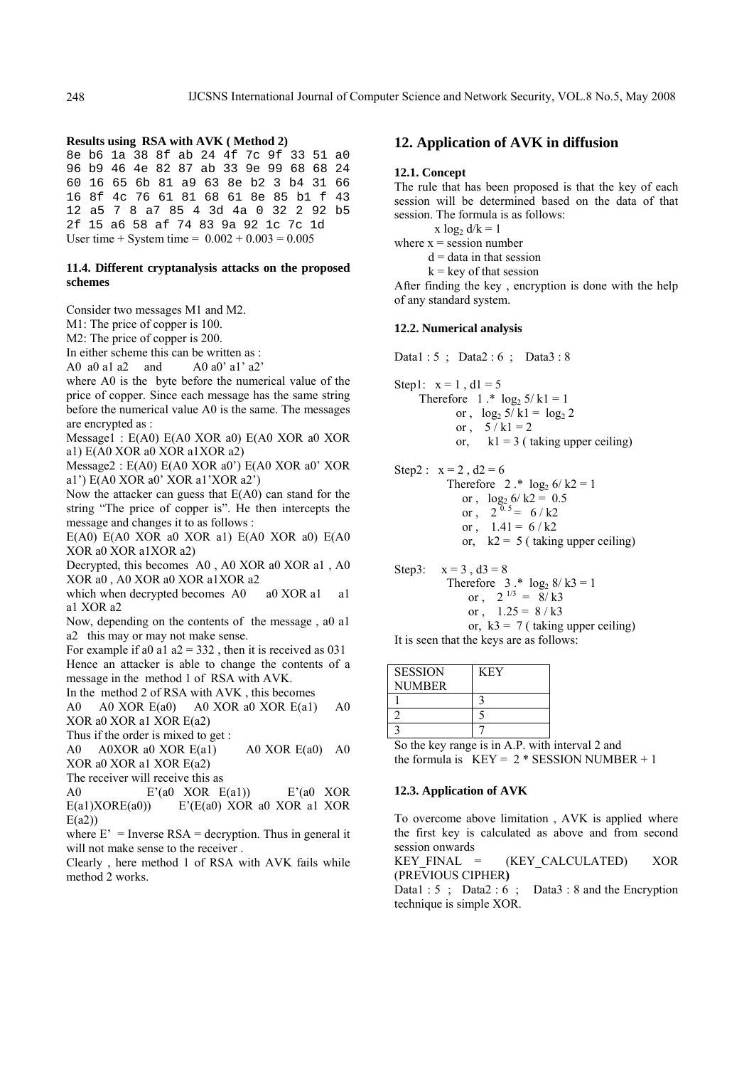**Results using RSA with AVK ( Method 2)**

```
8e b6 1a 38 8f ab 24 4f 7c 9f 33 51 a0
96 b9 46 4e 82 87 ab 33 9e 99 68 68 24
60 16 65 6b 81 a9 63 8e b2 3 b4 31 66
16 8f 4c 76 61 81 68 61 8e 85 b1 f 43
12 a5 7 8 a7 85 4 3d 4a 0 32 2 92 b5
2f 15 a6 58 af 74 83 9a 92 1c 7c 1d
```

User time + System time = 0.002 + 0.003 = 0.005

### 11.4. Different cryptanalysis attacks on the proposed schemes

Consider two messages M1 and M2.

M1: The price of copper is 100.

M2: The price of copper is 200.

In either scheme this can be written as :

A0 a0 a1 a2 and A0 a0' a1' a2'

where A0 is the byte before the numerical value of the price of copper. Since each message has the same string before the numerical value A0 is the same. The messages are encrypted as :

Message1 : E(A0) E(A0 XOR a0) E(A0 XOR a0 XOR a1) E(A0 XOR a0 XOR a1XOR a2)

Message2 : E(A0) E(A0 XOR a0') E(A0 XOR a0' XOR a1') E(A0 XOR a0' XOR a1'XOR a2')

Now the attacker can guess that E(A0) can stand for the string "The price of copper is". He then intercepts the message and changes it to as follows :

E(A0) E(A0 XOR a0 XOR a1) E(A0 XOR a0) E(A0 XOR a0 XOR a1XOR a2)

Decrypted, this becomes A0 , A0 XOR a0 XOR a1 , A0 XOR a0 , A0 XOR a0 XOR a1XOR a2

which when decrypted becomes A0 a0 XOR a1 a1 a1 XOR a2

Now, depending on the contents of the message , a0 a1 a2 this may or may not make sense.

For example if a0 a1 a2 = 332 , then it is received as 031

Hence an attacker is able to change the contents of a message in the method 1 of RSA with AVK.

In the method 2 of RSA with AVK , this becomes

A0 A0 XOR E(a0) A0 XOR a0 XOR E(a1) A0 XOR a0 XOR a1 XOR E(a2)

Thus if the order is mixed to get :

A0 A0XOR a0 XOR E(a1) A0 XOR E(a0) A0 XOR a0 XOR a1 XOR E(a2)

The receiver will receive this as

A0 E'(a0 XOR E(a1)) E'(a0 XOR E(a1)XORE(a0)) E'(E(a0) XOR a0 XOR a1 XOR E(a2))

where E' = Inverse RSA = decryption. Thus in general it will not make sense to the receiver .

Clearly , here method 1 of RSA with AVK fails while method 2 works.

## 12. Application of AVK in diffusion

### 12.1. Concept

The rule that has been proposed is that the key of each session will be determined based on the data of that session. The formula is as follows:

$$x \log_2 d/k = 1$$

where x = session number

d = data in that session

k = key of that session

After finding the key , encryption is done with the help of any standard system.

### 12.2. Numerical analysis

Data1 : 5 ; Data2 : 6 ; Data3 : 8

Step1: $x = 1$ , $d1 = 5$

Therefore $1 .* \log_2 5/ k1 = 1$

or , $\log_2 5/ k1 = \log_2 2$

or , $5 / k1 = 2$

or, $k1 = 3$ ( taking upper ceiling)

Step2 : $x = 2$ , $d2 = 6$

Therefore $2 .* \log_2 6/ k2 = 1$

or , $\log_2 6/ k2 = 0.5$

or , $2^{0.5} = 6 / k2$

or , $1.41 = 6 / k2$

or, $k2 = 5$ ( taking upper ceiling)

Step3: $x = 3$ , $d3 = 8$

Therefore $3 .* \log_2 8/ k3 = 1$

or , $2^{1/3} = 8/ k3$

or , $1.25 = 8 / k3$

or, $k3 = 7$ ( taking upper ceiling)

It is seen that the keys are as follows:

| SESSION NUMBER | KEY |
|---|---|
| 1 | 3 |
| 2 | 5 |
| 3 | 7 |

So the key range is in A.P. with interval 2 and the formula is KEY = 2 * SESSION NUMBER + 1

### 12.3. Application of AVK

To overcome above limitation , AVK is applied where the first key is calculated as above and from second session onwards

KEY_FINAL = (KEY_CALCULATED) XOR (PREVIOUS CIPHER**)**

Data1 : 5 ; Data2 : 6 ; Data3 : 8 and the Encryption technique is simple XOR.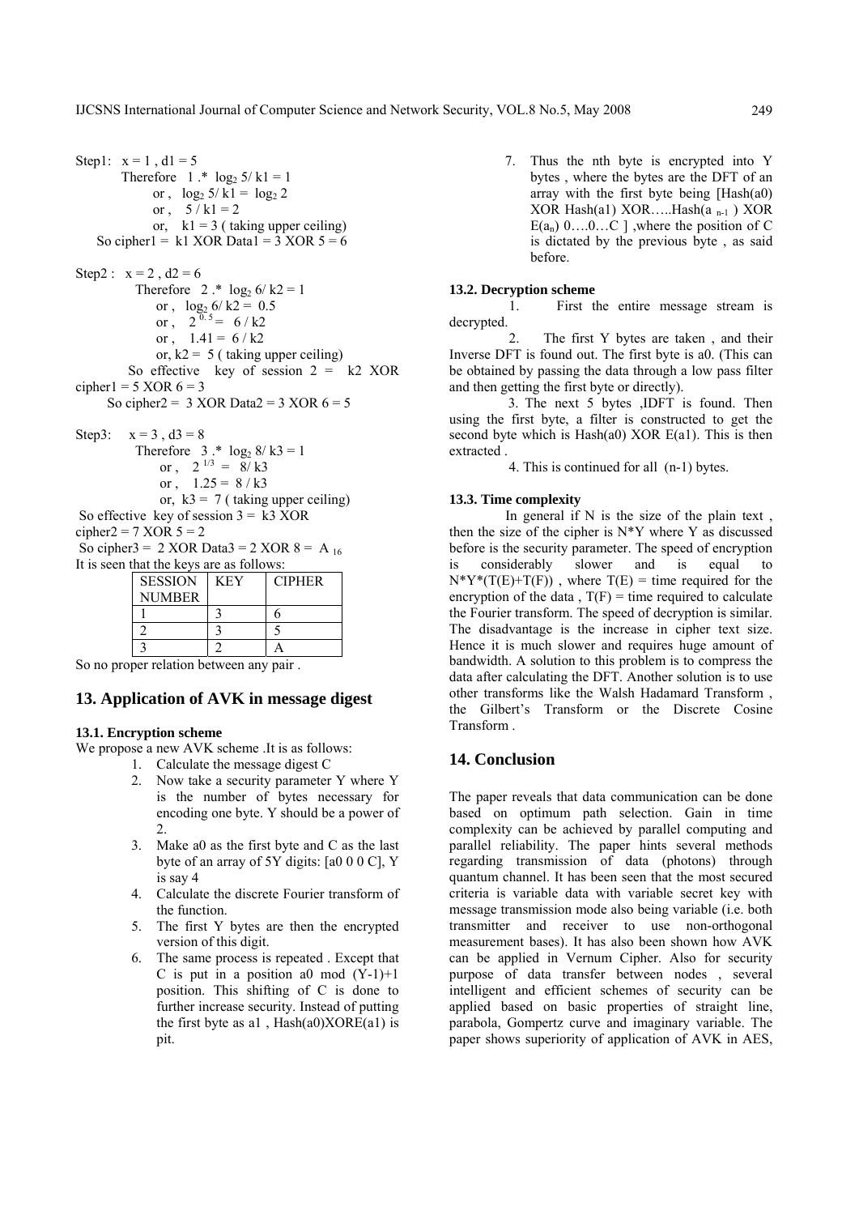Step1: $x = 1$ , $d1 = 5$

Therefore $1 .* \log_2 5/ k1 = 1$

or , $\log_2 5/ k1 = \log_2 2$

or , $5 / k1 = 2$

or, $k1 = 3$ ( taking upper ceiling)

So cipher1 = k1 XOR Data1 = 3 XOR 5 = 6

Step2 : $x = 2$ , $d2 = 6$

Therefore $2 .* \log_2 6/ k2 = 1$

or , $\log_2 6/ k2 = 0.5$

or , $2^{0.5} = 6 / k2$

or , $1.41 = 6 / k2$

or, $k2 = 5$ ( taking upper ceiling)

So effective key of session 2 = k2 XOR cipher1 = 5 XOR 6 = 3

So cipher2 = 3 XOR Data2 = 3 XOR 6 = 5

Step3: $x = 3$ , $d3 = 8$

Therefore $3 .* \log_2 8/ k3 = 1$

or , $2^{1/3} = 8/ k3$

or , $1.25 = 8 / k3$

or, $k3 = 7$ ( taking upper ceiling)

So effective key of session 3 = k3 XOR cipher2 = 7 XOR 5 = 2

So cipher3 = 2 XOR Data3 = 2 XOR 8 = $A_{16}$

It is seen that the keys are as follows:

| SESSION NUMBER | KEY | CIPHER |
|---|---|---|
| 1 | 3 | 6 |
| 2 | 3 | 5 |
| 3 | 2 | A |

So no proper relation between any pair .

## 13. Application of AVK in message digest

### 13.1. Encryption scheme

We propose a new AVK scheme .It is as follows:

1. Calculate the message digest C
2. Now take a security parameter Y where Y is the number of bytes necessary for encoding one byte. Y should be a power of 2.
3. Make a0 as the first byte and C as the last byte of an array of 5Y digits: [a0 0 0 C], Y is say 4
4. Calculate the discrete Fourier transform of the function.
5. The first Y bytes are then the encrypted version of this digit.
6. The same process is repeated . Except that C is put in a position a0 mod (Y-1)+1 position. This shifting of C is done to further increase security. Instead of putting the first byte as a1 , Hash(a0)XORE(a1) is pit.
7. Thus the nth byte is encrypted into Y bytes , where the bytes are the DFT of an array with the first byte being [Hash(a0) XOR Hash(a1) XOR…..Hash($a_{n-1}$ ) XOR E($a_n$) 0….0…C ] ,where the position of C is dictated by the previous byte , as said before.

### 13.2. Decryption scheme

1. First the entire message stream is decrypted.
2. The first Y bytes are taken , and their Inverse DFT is found out. The first byte is a0. (This can be obtained by passing the data through a low pass filter and then getting the first byte or directly).
3. The next 5 bytes ,IDFT is found. Then using the first byte, a filter is constructed to get the second byte which is Hash(a0) XOR E(a1). This is then extracted .
4. This is continued for all (n-1) bytes.

### 13.3. Time complexity

In general if N is the size of the plain text , then the size of the cipher is N*Y where Y as discussed before is the security parameter. The speed of encryption is considerably slower and is equal to N*Y*(T(E)+T(F)) , where T(E) = time required for the encryption of the data , T(F) = time required to calculate the Fourier transform. The speed of decryption is similar. The disadvantage is the increase in cipher text size. Hence it is much slower and requires huge amount of bandwidth. A solution to this problem is to compress the data after calculating the DFT. Another solution is to use other transforms like the Walsh Hadamard Transform , the Gilbert's Transform or the Discrete Cosine Transform .

## 14. Conclusion

The paper reveals that data communication can be done based on optimum path selection. Gain in time complexity can be achieved by parallel computing and parallel reliability. The paper hints several methods regarding transmission of data (photons) through quantum channel. It has been seen that the most secured criteria is variable data with variable secret key with message transmission mode also being variable (i.e. both transmitter and receiver to use non-orthogonal measurement bases). It has also been shown how AVK can be applied in Vernum Cipher. Also for security purpose of data transfer between nodes , several intelligent and efficient schemes of security can be applied based on basic properties of straight line, parabola, Gompertz curve and imaginary variable. The paper shows superiority of application of AVK in AES,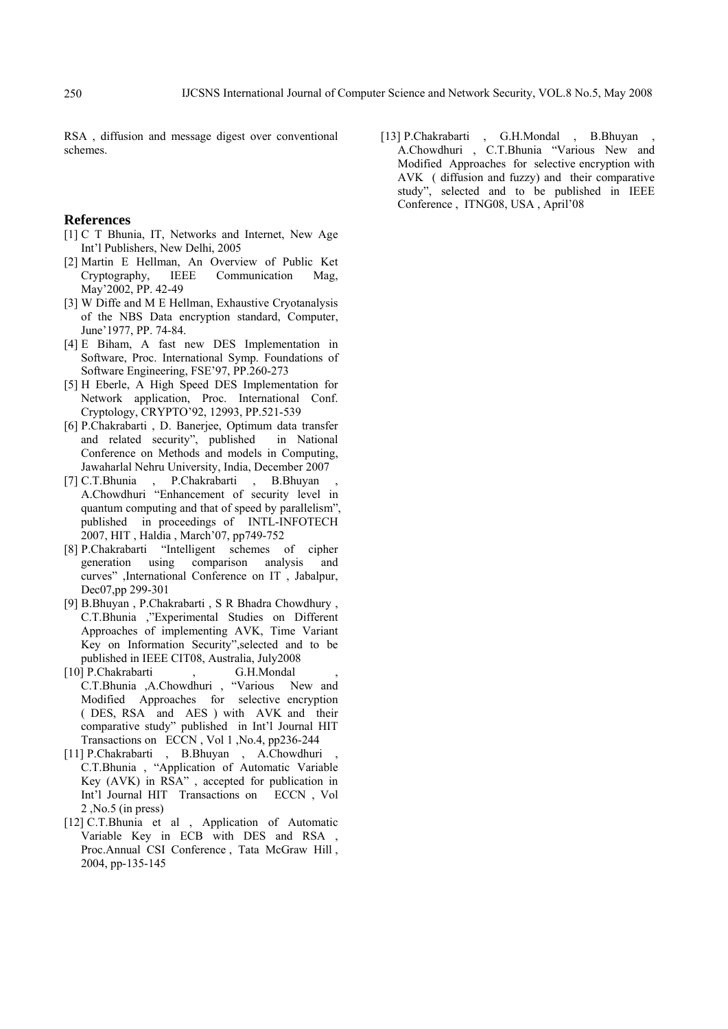RSA , diffusion and message digest over conventional schemes.

## References

[1] C T Bhunia, IT, Networks and Internet, New Age Int'l Publishers, New Delhi, 2005

[2] Martin E Hellman, An Overview of Public Ket Cryptography, IEEE Communication Mag, May'2002, PP. 42-49

[3] W Diffe and M E Hellman, Exhaustive Cryotanalysis of the NBS Data encryption standard, Computer, June'1977, PP. 74-84.

[4] E Biham, A fast new DES Implementation in Software, Proc. International Symp. Foundations of Software Engineering, FSE'97, PP.260-273

[5] H Eberle, A High Speed DES Implementation for Network application, Proc. International Conf. Cryptology, CRYPTO'92, 12993, PP.521-539

[6] P.Chakrabarti , D. Banerjee, Optimum data transfer and related security", published in National Conference on Methods and models in Computing, Jawaharlal Nehru University, India, December 2007

[7] C.T.Bhunia , P.Chakrabarti , B.Bhuyan , A.Chowdhuri "Enhancement of security level in quantum computing and that of speed by parallelism", published in proceedings of INTL-INFOTECH 2007, HIT , Haldia , March'07, pp749-752

[8] P.Chakrabarti "Intelligent schemes of cipher generation using comparison analysis and curves" ,International Conference on IT , Jabalpur, Dec07,pp 299-301

[9] B.Bhuyan , P.Chakrabarti , S R Bhadra Chowdhury , C.T.Bhunia ,"Experimental Studies on Different Approaches of implementing AVK, Time Variant Key on Information Security",selected and to be published in IEEE CIT08, Australia, July2008

[10] P.Chakrabarti , G.H.Mondal , C.T.Bhunia ,A.Chowdhuri , "Various New and Modified Approaches for selective encryption ( DES, RSA and AES ) with AVK and their comparative study" published in Int'l Journal HIT Transactions on ECCN , Vol 1 ,No.4, pp236-244

[11] P.Chakrabarti , B.Bhuyan , A.Chowdhuri , C.T.Bhunia , "Application of Automatic Variable Key (AVK) in RSA" , accepted for publication in Int'l Journal HIT Transactions on ECCN , Vol 2 ,No.5 (in press)

[12] C.T.Bhunia et al , Application of Automatic Variable Key in ECB with DES and RSA , Proc.Annual CSI Conference , Tata McGraw Hill , 2004, pp-135-145

[13] P.Chakrabarti , G.H.Mondal , B.Bhuyan , A.Chowdhuri , C.T.Bhunia "Various New and Modified Approaches for selective encryption with AVK ( diffusion and fuzzy) and their comparative study", selected and to be published in IEEE Conference , ITNG08, USA , April'08